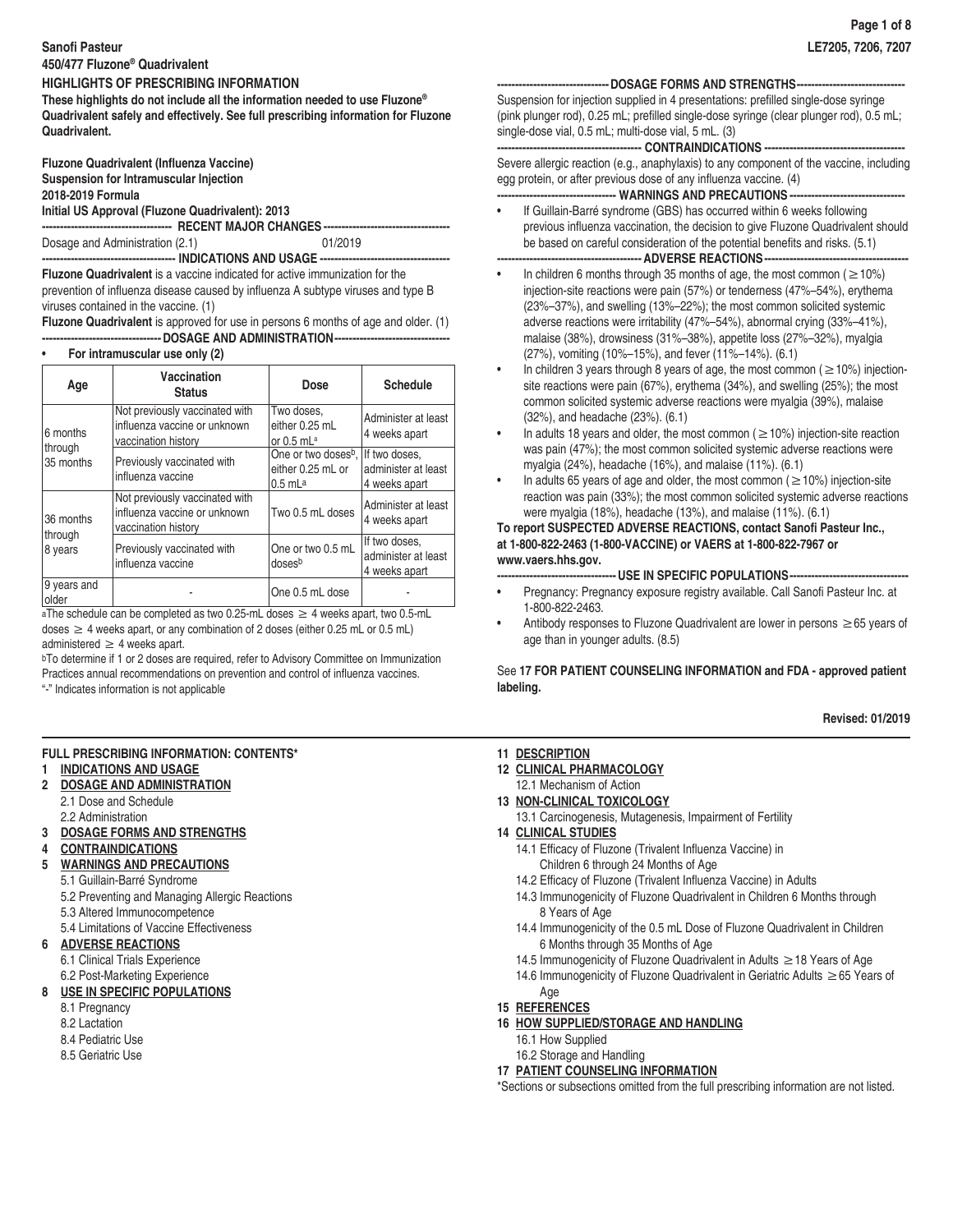**Sanofi Pasteur**
**450/477 Fluzone® Quadrivalent**

LE7205, 7206, 7207

**HIGHLIGHTS OF PRESCRIBING INFORMATION**

**These highlights do not include all the information needed to use Fluzone® Quadrivalent safely and effectively. See full prescribing information for Fluzone Quadrivalent.**

**Fluzone Quadrivalent (Influenza Vaccine)**
**Suspension for Intramuscular Injection**
**2018-2019 Formula**
**Initial US Approval (Fluzone Quadrivalent): 2013**

**RECENT MAJOR CHANGES**

Dosage and Administration (2.1) 01/2019

**INDICATIONS AND USAGE**

**Fluzone Quadrivalent** is a vaccine indicated for active immunization for the prevention of influenza disease caused by influenza A subtype viruses and type B viruses contained in the vaccine. (1)

**Fluzone Quadrivalent** is approved for use in persons 6 months of age and older. (1)

**DOSAGE AND ADMINISTRATION**

- **For intramuscular use only (2)**

| Age | Vaccination Status | Dose | Schedule |
|---|---|---|---|
| 6 months through 35 months | Not previously vaccinated with influenza vaccine or unknown vaccination history | Two doses, either 0.25 mL or 0.5 mL[a] | Administer at least 4 weeks apart |
| | Previously vaccinated with influenza vaccine | One or two doses[b], either 0.25 mL or 0.5 mL[a] | If two doses, administer at least 4 weeks apart |
| 36 months through 8 years | Not previously vaccinated with influenza vaccine or unknown vaccination history | Two 0.5 mL doses | Administer at least 4 weeks apart |
| | Previously vaccinated with influenza vaccine | One or two 0.5 mL doses[b] | If two doses, administer at least 4 weeks apart |
| 9 years and older | - | One 0.5 mL dose | - |

[a]The schedule can be completed as two 0.25-mL doses ≥ 4 weeks apart, two 0.5-mL doses ≥ 4 weeks apart, or any combination of 2 doses (either 0.25 mL or 0.5 mL) administered ≥ 4 weeks apart.

[b]To determine if 1 or 2 doses are required, refer to Advisory Committee on Immunization Practices annual recommendations on prevention and control of influenza vaccines.

"-" Indicates information is not applicable

**DOSAGE FORMS AND STRENGTHS**

Suspension for injection supplied in 4 presentations: prefilled single-dose syringe (pink plunger rod), 0.25 mL; prefilled single-dose syringe (clear plunger rod), 0.5 mL; single-dose vial, 0.5 mL; multi-dose vial, 5 mL. (3)

**CONTRAINDICATIONS**

Severe allergic reaction (e.g., anaphylaxis) to any component of the vaccine, including egg protein, or after previous dose of any influenza vaccine. (4)

**WARNINGS AND PRECAUTIONS**

- If Guillain-Barré syndrome (GBS) has occurred within 6 weeks following previous influenza vaccination, the decision to give Fluzone Quadrivalent should be based on careful consideration of the potential benefits and risks. (5.1)

**ADVERSE REACTIONS**

- In children 6 months through 35 months of age, the most common (≥10%) injection-site reactions were pain (57%) or tenderness (47%–54%), erythema (23%–37%), and swelling (13%–22%); the most common solicited systemic adverse reactions were irritability (47%–54%), abnormal crying (33%–41%), malaise (38%), drowsiness (31%–38%), appetite loss (27%–32%), myalgia (27%), vomiting (10%–15%), and fever (11%–14%). (6.1)
- In children 3 years through 8 years of age, the most common (≥10%) injection-site reactions were pain (67%), erythema (34%), and swelling (25%); the most common solicited systemic adverse reactions were myalgia (39%), malaise (32%), and headache (23%). (6.1)
- In adults 18 years and older, the most common (≥10%) injection-site reaction was pain (47%); the most common solicited systemic adverse reactions were myalgia (24%), headache (16%), and malaise (11%). (6.1)
- In adults 65 years of age and older, the most common (≥10%) injection-site reaction was pain (33%); the most common solicited systemic adverse reactions were myalgia (18%), headache (13%), and malaise (11%). (6.1)

**To report SUSPECTED ADVERSE REACTIONS, contact Sanofi Pasteur Inc., at 1-800-822-2463 (1-800-VACCINE) or VAERS at 1-800-822-7967 or www.vaers.hhs.gov.**

**USE IN SPECIFIC POPULATIONS**

- Pregnancy: Pregnancy exposure registry available. Call Sanofi Pasteur Inc. at 1-800-822-2463.
- Antibody responses to Fluzone Quadrivalent are lower in persons ≥65 years of age than in younger adults. (8.5)

See **17 FOR PATIENT COUNSELING INFORMATION and FDA - approved patient labeling.**

**Revised: 01/2019**

**FULL PRESCRIBING INFORMATION: CONTENTS***

**1 INDICATIONS AND USAGE**
**2 DOSAGE AND ADMINISTRATION**
- 2.1 Dose and Schedule
- 2.2 Administration

**3 DOSAGE FORMS AND STRENGTHS**
**4 CONTRAINDICATIONS**
**5 WARNINGS AND PRECAUTIONS**
- 5.1 Guillain-Barré Syndrome
- 5.2 Preventing and Managing Allergic Reactions
- 5.3 Altered Immunocompetence
- 5.4 Limitations of Vaccine Effectiveness

**6 ADVERSE REACTIONS**
- 6.1 Clinical Trials Experience
- 6.2 Post-Marketing Experience

**8 USE IN SPECIFIC POPULATIONS**
- 8.1 Pregnancy
- 8.2 Lactation
- 8.4 Pediatric Use
- 8.5 Geriatric Use

**11 DESCRIPTION**
**12 CLINICAL PHARMACOLOGY**
- 12.1 Mechanism of Action

**13 NON-CLINICAL TOXICOLOGY**
- 13.1 Carcinogenesis, Mutagenesis, Impairment of Fertility

**14 CLINICAL STUDIES**
- 14.1 Efficacy of Fluzone (Trivalent Influenza Vaccine) in Children 6 through 24 Months of Age
- 14.2 Efficacy of Fluzone (Trivalent Influenza Vaccine) in Adults
- 14.3 Immunogenicity of Fluzone Quadrivalent in Children 6 Months through 8 Years of Age
- 14.4 Immunogenicity of the 0.5 mL Dose of Fluzone Quadrivalent in Children 6 Months through 35 Months of Age
- 14.5 Immunogenicity of Fluzone Quadrivalent in Adults ≥18 Years of Age
- 14.6 Immunogenicity of Fluzone Quadrivalent in Geriatric Adults ≥65 Years of Age

**15 REFERENCES**
**16 HOW SUPPLIED/STORAGE AND HANDLING**
- 16.1 How Supplied
- 16.2 Storage and Handling

**17 PATIENT COUNSELING INFORMATION**

*Sections or subsections omitted from the full prescribing information are not listed.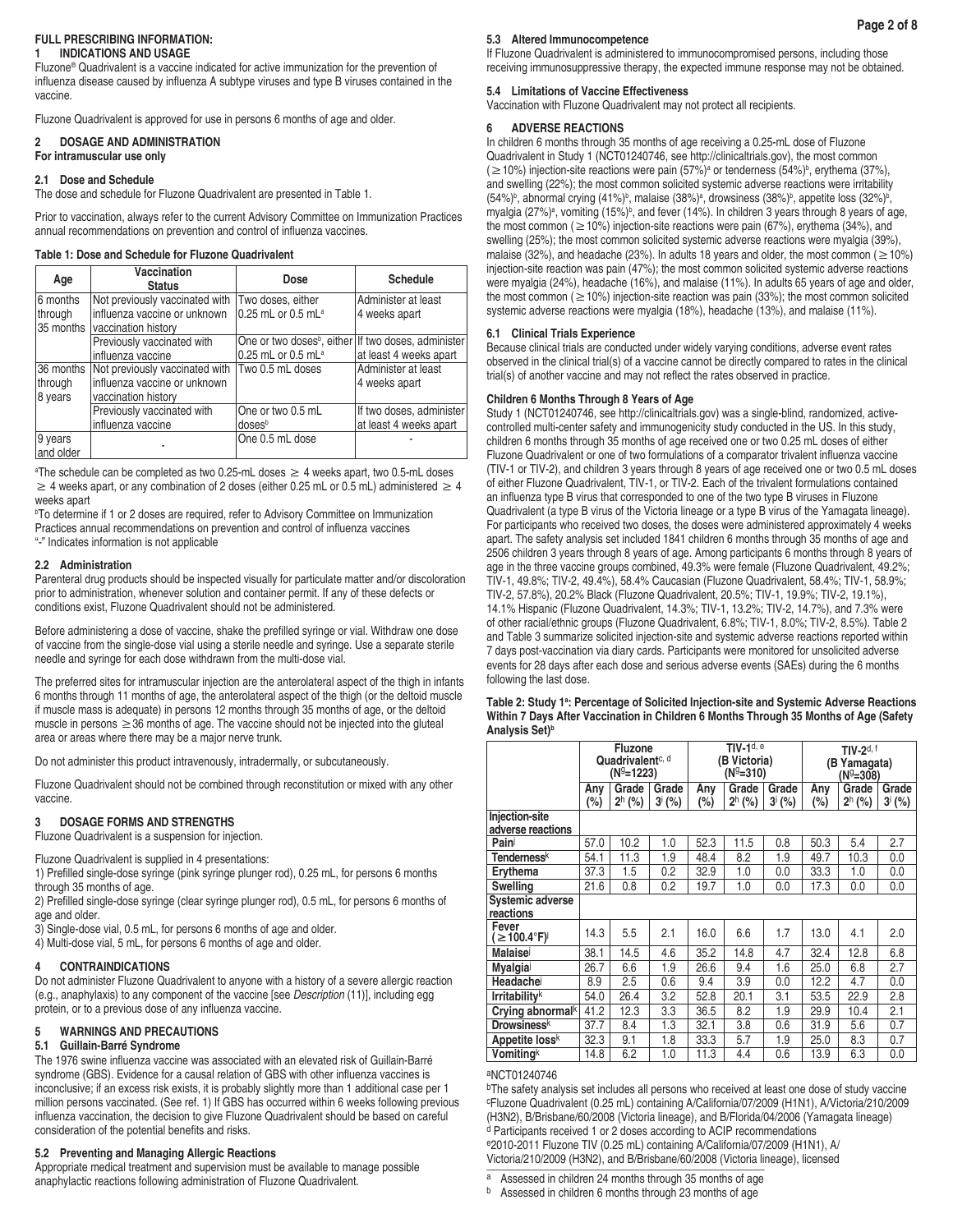**FULL PRESCRIBING INFORMATION:**

## 1 INDICATIONS AND USAGE

Fluzone® Quadrivalent is a vaccine indicated for active immunization for the prevention of influenza disease caused by influenza A subtype viruses and type B viruses contained in the vaccine.

Fluzone Quadrivalent is approved for use in persons 6 months of age and older.

## 2 DOSAGE AND ADMINISTRATION

**For intramuscular use only**

### 2.1 Dose and Schedule

The dose and schedule for Fluzone Quadrivalent are presented in Table 1.

Prior to vaccination, always refer to the current Advisory Committee on Immunization Practices annual recommendations on prevention and control of influenza vaccines.

**Table 1: Dose and Schedule for Fluzone Quadrivalent**

| Age | Vaccination Status | Dose | Schedule |
|---|---|---|---|
| 6 months through 35 months | Not previously vaccinated with influenza vaccine or unknown vaccination history | Two doses, either 0.25 mL or 0.5 mL[a] | Administer at least 4 weeks apart |
| | Previously vaccinated with influenza vaccine | One or two doses[b], either 0.25 mL or 0.5 mL[a] | If two doses, administer at least 4 weeks apart |
| 36 months through 8 years | Not previously vaccinated with influenza vaccine or unknown vaccination history | Two 0.5 mL doses | Administer at least 4 weeks apart |
| | Previously vaccinated with influenza vaccine | One or two 0.5 mL doses[b] | If two doses, administer at least 4 weeks apart |
| 9 years and older | - | One 0.5 mL dose | - |

[a]The schedule can be completed as two 0.25-mL doses ≥ 4 weeks apart, two 0.5-mL doses ≥ 4 weeks apart, or any combination of 2 doses (either 0.25 mL or 0.5 mL) administered ≥ 4 weeks apart

[b]To determine if 1 or 2 doses are required, refer to Advisory Committee on Immunization Practices annual recommendations on prevention and control of influenza vaccines

"-" Indicates information is not applicable

### 2.2 Administration

Parenteral drug products should be inspected visually for particulate matter and/or discoloration prior to administration, whenever solution and container permit. If any of these defects or conditions exist, Fluzone Quadrivalent should not be administered.

Before administering a dose of vaccine, shake the prefilled syringe or vial. Withdraw one dose of vaccine from the single-dose vial using a sterile needle and syringe. Use a separate sterile needle and syringe for each dose withdrawn from the multi-dose vial.

The preferred sites for intramuscular injection are the anterolateral aspect of the thigh in infants 6 months through 11 months of age, the anterolateral aspect of the thigh (or the deltoid muscle if muscle mass is adequate) in persons 12 months through 35 months of age, or the deltoid muscle in persons ≥36 months of age. The vaccine should not be injected into the gluteal area or areas where there may be a major nerve trunk.

Do not administer this product intravenously, intradermally, or subcutaneously.

Fluzone Quadrivalent should not be combined through reconstitution or mixed with any other vaccine.

## 3 DOSAGE FORMS AND STRENGTHS

Fluzone Quadrivalent is a suspension for injection.

Fluzone Quadrivalent is supplied in 4 presentations:

1) Prefilled single-dose syringe (pink syringe plunger rod), 0.25 mL, for persons 6 months through 35 months of age.
2) Prefilled single-dose syringe (clear syringe plunger rod), 0.5 mL, for persons 6 months of age and older.
3) Single-dose vial, 0.5 mL, for persons 6 months of age and older.
4) Multi-dose vial, 5 mL, for persons 6 months of age and older.

## 4 CONTRAINDICATIONS

Do not administer Fluzone Quadrivalent to anyone with a history of a severe allergic reaction (e.g., anaphylaxis) to any component of the vaccine [see *Description* (11)], including egg protein, or to a previous dose of any influenza vaccine.

## 5 WARNINGS AND PRECAUTIONS

### 5.1 Guillain-Barré Syndrome

The 1976 swine influenza vaccine was associated with an elevated risk of Guillain-Barré syndrome (GBS). Evidence for a causal relation of GBS with other influenza vaccines is inconclusive; if an excess risk exists, it is probably slightly more than 1 additional case per 1 million persons vaccinated. (See ref. 1) If GBS has occurred within 6 weeks following previous influenza vaccination, the decision to give Fluzone Quadrivalent should be based on careful consideration of the potential benefits and risks.

### 5.2 Preventing and Managing Allergic Reactions

Appropriate medical treatment and supervision must be available to manage possible anaphylactic reactions following administration of Fluzone Quadrivalent.

### 5.3 Altered Immunocompetence

If Fluzone Quadrivalent is administered to immunocompromised persons, including those receiving immunosuppressive therapy, the expected immune response may not be obtained.

### 5.4 Limitations of Vaccine Effectiveness

Vaccination with Fluzone Quadrivalent may not protect all recipients.

## 6 ADVERSE REACTIONS

In children 6 months through 35 months of age receiving a 0.25-mL dose of Fluzone Quadrivalent in Study 1 (NCT01240746, see http://clinicaltrials.gov), the most common (≥10%) injection-site reactions were pain (57%)[a] or tenderness (54%)[b], erythema (37%), and swelling (22%); the most common solicited systemic adverse reactions were irritability (54%)[b], abnormal crying (41%)[b], malaise (38%)[a], drowsiness (38%)[b], appetite loss (32%)[b], myalgia (27%)[a], vomiting (15%)[b], and fever (14%). In children 3 years through 8 years of age, the most common (≥10%) injection-site reactions were pain (67%), erythema (34%), and swelling (25%); the most common solicited systemic adverse reactions were myalgia (39%), malaise (32%), and headache (23%). In adults 18 years and older, the most common (≥10%) injection-site reaction was pain (47%); the most common solicited systemic adverse reactions were myalgia (24%), headache (16%), and malaise (11%). In adults 65 years of age and older, the most common (≥10%) injection-site reaction was pain (33%); the most common solicited systemic adverse reactions were myalgia (18%), headache (13%), and malaise (11%).

### 6.1 Clinical Trials Experience

Because clinical trials are conducted under widely varying conditions, adverse event rates observed in the clinical trial(s) of a vaccine cannot be directly compared to rates in the clinical trial(s) of another vaccine and may not reflect the rates observed in practice.

**Children 6 Months Through 8 Years of Age**

Study 1 (NCT01240746, see http://clinicaltrials.gov) was a single-blind, randomized, active-controlled multi-center safety and immunogenicity study conducted in the US. In this study, children 6 months through 35 months of age received one or two 0.25 mL doses of either Fluzone Quadrivalent or one of two formulations of a comparator trivalent influenza vaccine (TIV-1 or TIV-2), and children 3 years through 8 years of age received one or two 0.5 mL doses of either Fluzone Quadrivalent, TIV-1, or TIV-2. Each of the trivalent formulations contained an influenza type B virus that corresponded to one of the two type B viruses in Fluzone Quadrivalent (a type B virus of the Victoria lineage or a type B virus of the Yamagata lineage). For participants who received two doses, the doses were administered approximately 4 weeks apart. The safety analysis set included 1841 children 6 months through 35 months of age and 2506 children 3 years through 8 years of age. Among participants 6 months through 8 years of age in the three vaccine groups combined, 49.3% were female (Fluzone Quadrivalent, 49.2%; TIV-1, 49.8%; TIV-2, 49.4%), 58.4% Caucasian (Fluzone Quadrivalent, 58.4%; TIV-1, 58.9%; TIV-2, 57.8%), 20.2% Black (Fluzone Quadrivalent, 20.5%; TIV-1, 19.9%; TIV-2, 19.1%), 14.1% Hispanic (Fluzone Quadrivalent, 14.3%; TIV-1, 13.2%; TIV-2, 14.7%), and 7.3% were of other racial/ethnic groups (Fluzone Quadrivalent, 6.8%; TIV-1, 8.0%; TIV-2, 8.5%). Table 2 and Table 3 summarize solicited injection-site and systemic adverse reactions reported within 7 days post-vaccination via diary cards. Participants were monitored for unsolicited adverse events for 28 days after each dose and serious adverse events (SAEs) during the 6 months following the last dose.

**Table 2: Study 1[a]: Percentage of Solicited Injection-site and Systemic Adverse Reactions Within 7 Days After Vaccination in Children 6 Months Through 35 Months of Age (Safety Analysis Set)[b]**

| | Fluzone Quadrivalent[c, d] (N[g]=1223) | | | TIV-1[d, e] (B Victoria) (N[g]=310) | | | TIV-2[d, f] (B Yamagata) (N[g]=308) | | |
|---|---|---|---|---|---|---|---|---|---|
| | Any (%) | Grade 2[h] (%) | Grade 3[i] (%) | Any (%) | Grade 2[h] (%) | Grade 3[i] (%) | Any (%) | Grade 2[h] (%) | Grade 3[i] (%) |
| **Injection-site adverse reactions** | | | | | | | | | |
| **Pain**[j] | 57.0 | 10.2 | 1.0 | 52.3 | 11.5 | 0.8 | 50.3 | 5.4 | 2.7 |
| **Tenderness**[k] | 54.1 | 11.3 | 1.9 | 48.4 | 8.2 | 1.9 | 49.7 | 10.3 | 0.0 |
| **Erythema** | 37.3 | 1.5 | 0.2 | 32.9 | 1.0 | 0.0 | 33.3 | 1.0 | 0.0 |
| **Swelling** | 21.6 | 0.8 | 0.2 | 19.7 | 1.0 | 0.0 | 17.3 | 0.0 | 0.0 |
| **Systemic adverse reactions** | | | | | | | | | |
| **Fever (≥100.4°F)**[l] | 14.3 | 5.5 | 2.1 | 16.0 | 6.6 | 1.7 | 13.0 | 4.1 | 2.0 |
| **Malaise**[j] | 38.1 | 14.5 | 4.6 | 35.2 | 14.8 | 4.7 | 32.4 | 12.8 | 6.8 |
| **Myalgia**[j] | 26.7 | 6.6 | 1.9 | 26.6 | 9.4 | 1.6 | 25.0 | 6.8 | 2.7 |
| **Headache**[j] | 8.9 | 2.5 | 0.6 | 9.4 | 3.9 | 0.0 | 12.2 | 4.7 | 0.0 |
| **Irritability**[k] | 54.0 | 26.4 | 3.2 | 52.8 | 20.1 | 3.1 | 53.5 | 22.9 | 2.8 |
| **Crying abnormal**[k] | 41.2 | 12.3 | 3.3 | 36.5 | 8.2 | 1.9 | 29.9 | 10.4 | 2.1 |
| **Drowsiness**[k] | 37.7 | 8.4 | 1.3 | 32.1 | 3.8 | 0.6 | 31.9 | 5.6 | 0.7 |
| **Appetite loss**[k] | 32.3 | 9.1 | 1.8 | 33.3 | 5.7 | 1.9 | 25.0 | 8.3 | 0.7 |
| **Vomiting**[k] | 14.8 | 6.2 | 1.0 | 11.3 | 4.4 | 0.6 | 13.9 | 6.3 | 0.0 |

[a]NCT01240746

[b]The safety analysis set includes all persons who received at least one dose of study vaccine

[c]Fluzone Quadrivalent (0.25 mL) containing A/California/07/2009 (H1N1), A/Victoria/210/2009 (H3N2), B/Brisbane/60/2008 (Victoria lineage), and B/Florida/04/2006 (Yamagata lineage)

[d] Participants received 1 or 2 doses according to ACIP recommendations

[e]2010-2011 Fluzone TIV (0.25 mL) containing A/California/07/2009 (H1N1), A/Victoria/210/2009 (H3N2), and B/Brisbane/60/2008 (Victoria lineage), licensed

[a] Assessed in children 24 months through 35 months of age

[b] Assessed in children 6 months through 23 months of age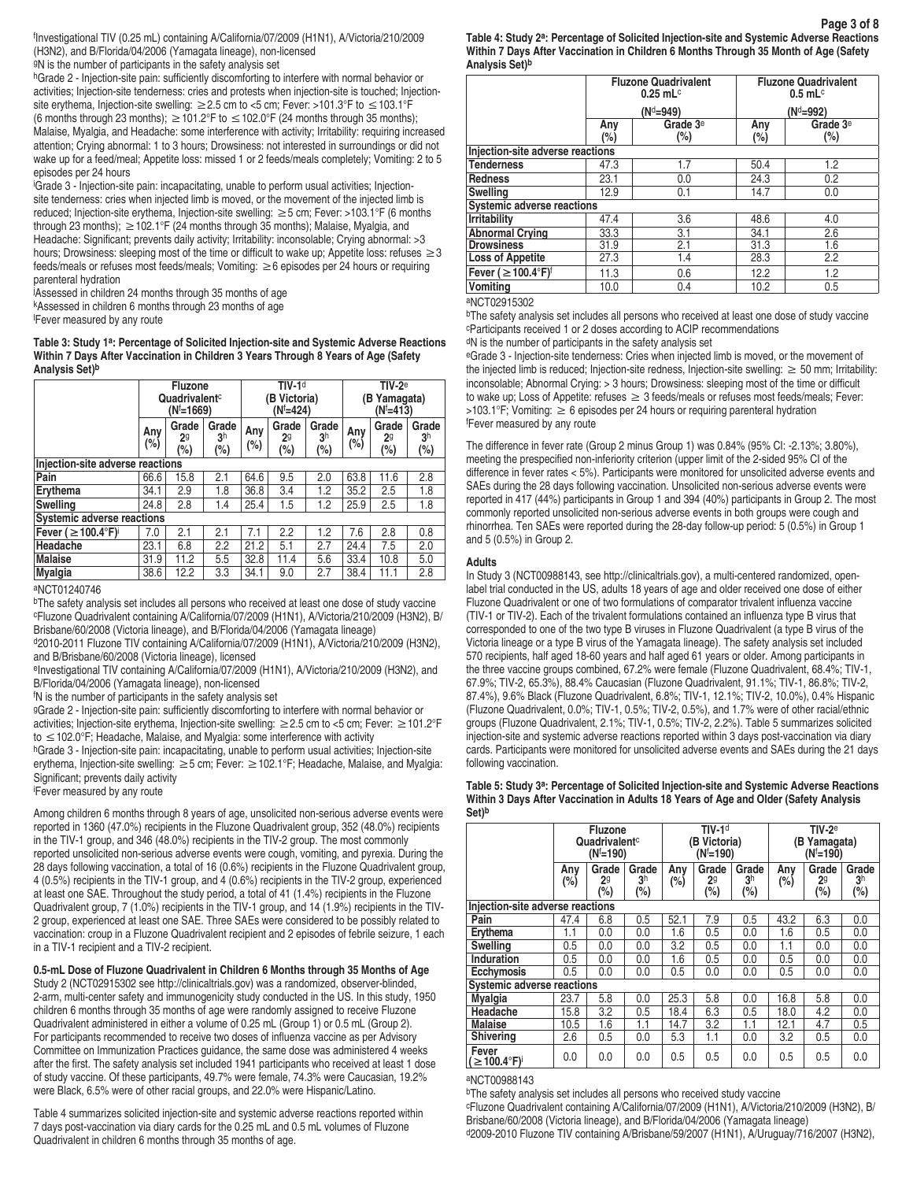[f]Investigational TIV (0.25 mL) containing A/California/07/2009 (H1N1), A/Victoria/210/2009 (H3N2), and B/Florida/04/2006 (Yamagata lineage), non-licensed

[g]N is the number of participants in the safety analysis set

[h]Grade 2 - Injection-site pain: sufficiently discomforting to interfere with normal behavior or activities; Injection-site tenderness: cries and protests when injection-site is touched; Injection-site erythema, Injection-site swelling: ≥2.5 cm to <5 cm; Fever: >101.3°F to ≤103.1°F (6 months through 23 months); ≥101.2°F to ≤102.0°F (24 months through 35 months); Malaise, Myalgia, and Headache: some interference with activity; Irritability: requiring increased attention; Crying abnormal: 1 to 3 hours; Drowsiness: not interested in surroundings or did not wake up for a feed/meal; Appetite loss: missed 1 or 2 feeds/meals completely; Vomiting: 2 to 5 episodes per 24 hours

[i]Grade 3 - Injection-site pain: incapacitating, unable to perform usual activities; Injection-site tenderness: cries when injected limb is moved, or the movement of the injected limb is reduced; Injection-site erythema, Injection-site swelling: ≥5 cm; Fever: >103.1°F (6 months through 23 months); ≥102.1°F (24 months through 35 months); Malaise, Myalgia, and Headache: Significant; prevents daily activity; Irritability: inconsolable; Crying abnormal: >3 hours; Drowsiness: sleeping most of the time or difficult to wake up; Appetite loss: refuses ≥3 feeds/meals or refuses most feeds/meals; Vomiting: ≥6 episodes per 24 hours or requiring parenteral hydration

[j]Assessed in children 24 months through 35 months of age

[k]Assessed in children 6 months through 23 months of age

[l]Fever measured by any route

**Table 3: Study 1[a]: Percentage of Solicited Injection-site and Systemic Adverse Reactions Within 7 Days After Vaccination in Children 3 Years Through 8 Years of Age (Safety Analysis Set)[b]**

| | Fluzone Quadrivalent[c] (N[f]=1669) | | | TIV-1[d] (B Victoria) (N[f]=424) | | | TIV-2[e] (B Yamagata) (N[f]=413) | | |
|---|---|---|---|---|---|---|---|---|---|
| | Any (%) | Grade 2[g] (%) | Grade 3[h] (%) | Any (%) | Grade 2[g] (%) | Grade 3[h] (%) | Any (%) | Grade 2[g] (%) | Grade 3[h] (%) |
| **Injection-site adverse reactions** | | | | | | | | | |
| Pain | 66.6 | 15.8 | 2.1 | 64.6 | 9.5 | 2.0 | 63.8 | 11.6 | 2.8 |
| Erythema | 34.1 | 2.9 | 1.8 | 36.8 | 3.4 | 1.2 | 35.2 | 2.5 | 1.8 |
| Swelling | 24.8 | 2.8 | 1.4 | 25.4 | 1.5 | 1.2 | 25.9 | 2.5 | 1.8 |
| **Systemic adverse reactions** | | | | | | | | | |
| Fever (≥100.4°F)[i] | 7.0 | 2.1 | 2.1 | 7.1 | 2.2 | 1.2 | 7.6 | 2.8 | 0.8 |
| Headache | 23.1 | 6.8 | 2.2 | 21.2 | 5.1 | 2.7 | 24.4 | 7.5 | 2.0 |
| Malaise | 31.9 | 11.2 | 5.5 | 32.8 | 11.4 | 5.6 | 33.4 | 10.8 | 5.0 |
| Myalgia | 38.6 | 12.2 | 3.3 | 34.1 | 9.0 | 2.7 | 38.4 | 11.1 | 2.8 |

[a]NCT01240746

[b]The safety analysis set includes all persons who received at least one dose of study vaccine

[c]Fluzone Quadrivalent containing A/California/07/2009 (H1N1), A/Victoria/210/2009 (H3N2), B/Brisbane/60/2008 (Victoria lineage), and B/Florida/04/2006 (Yamagata lineage)

[d]2010-2011 Fluzone TIV containing A/California/07/2009 (H1N1), A/Victoria/210/2009 (H3N2), and B/Brisbane/60/2008 (Victoria lineage), licensed

[e]Investigational TIV containing A/California/07/2009 (H1N1), A/Victoria/210/2009 (H3N2), and B/Florida/04/2006 (Yamagata lineage), non-licensed

[f]N is the number of participants in the safety analysis set

[g]Grade 2 - Injection-site pain: sufficiently discomforting to interfere with normal behavior or activities; Injection-site erythema, Injection-site swelling: ≥2.5 cm to <5 cm; Fever: ≥101.2°F to ≤102.0°F; Headache, Malaise, and Myalgia: some interference with activity

[h]Grade 3 - Injection-site pain: incapacitating, unable to perform usual activities; Injection-site erythema, Injection-site swelling: ≥5 cm; Fever: ≥102.1°F; Headache, Malaise, and Myalgia: Significant; prevents daily activity

[i]Fever measured by any route

Among children 6 months through 8 years of age, unsolicited non-serious adverse events were reported in 1360 (47.0%) recipients in the Fluzone Quadrivalent group, 352 (48.0%) recipients in the TIV-1 group, and 346 (48.0%) recipients in the TIV-2 group. The most commonly reported unsolicited non-serious adverse events were cough, vomiting, and pyrexia. During the 28 days following vaccination, a total of 16 (0.6%) recipients in the Fluzone Quadrivalent group, 4 (0.5%) recipients in the TIV-1 group, and 4 (0.6%) recipients in the TIV-2 group, experienced at least one SAE. Throughout the study period, a total of 41 (1.4%) recipients in the Fluzone Quadrivalent group, 7 (1.0%) recipients in the TIV-1 group, and 14 (1.9%) recipients in the TIV-2 group, experienced at least one SAE. Three SAEs were considered to be possibly related to vaccination: croup in a Fluzone Quadrivalent recipient and 2 episodes of febrile seizure, 1 each in a TIV-1 recipient and a TIV-2 recipient.

**0.5-mL Dose of Fluzone Quadrivalent in Children 6 Months through 35 Months of Age**

Study 2 (NCT02915302 see http://clinicaltrials.gov) was a randomized, observer-blinded, 2-arm, multi-center safety and immunogenicity study conducted in the US. In this study, 1950 children 6 months through 35 months of age were randomly assigned to receive Fluzone Quadrivalent administered in either a volume of 0.25 mL (Group 1) or 0.5 mL (Group 2). For participants recommended to receive two doses of influenza vaccine as per Advisory Committee on Immunization Practices guidance, the same dose was administered 4 weeks after the first. The safety analysis set included 1941 participants who received at least 1 dose of study vaccine. Of these participants, 49.7% were female, 74.3% were Caucasian, 19.2% were Black, 6.5% were of other racial groups, and 22.0% were Hispanic/Latino.

Table 4 summarizes solicited injection-site and systemic adverse reactions reported within 7 days post-vaccination via diary cards for the 0.25 mL and 0.5 mL volumes of Fluzone Quadrivalent in children 6 months through 35 months of age.

**Table 4: Study 2[a]: Percentage of Solicited Injection-site and Systemic Adverse Reactions Within 7 Days After Vaccination in Children 6 Months Through 35 Month of Age (Safety Analysis Set)[b]**

| | Fluzone Quadrivalent 0.25 mL[c] (N[d]=949) | | Fluzone Quadrivalent 0.5 mL[c] (N[d]=992) | |
|---|---|---|---|---|
| | Any (%) | Grade 3[e] (%) | Any (%) | Grade 3[e] (%) |
| **Injection-site adverse reactions** | | | | |
| Tenderness | 47.3 | 1.7 | 50.4 | 1.2 |
| Redness | 23.1 | 0.0 | 24.3 | 0.2 |
| Swelling | 12.9 | 0.1 | 14.7 | 0.0 |
| **Systemic adverse reactions** | | | | |
| Irritability | 47.4 | 3.6 | 48.6 | 4.0 |
| Abnormal Crying | 33.3 | 3.1 | 34.1 | 2.6 |
| Drowsiness | 31.9 | 2.1 | 31.3 | 1.6 |
| Loss of Appetite | 27.3 | 1.4 | 28.3 | 2.2 |
| Fever (≥100.4°F)[f] | 11.3 | 0.6 | 12.2 | 1.2 |
| Vomiting | 10.0 | 0.4 | 10.2 | 0.5 |

[a]NCT02915302

[b]The safety analysis set includes all persons who received at least one dose of study vaccine

[c]Participants received 1 or 2 doses according to ACIP recommendations

[d]N is the number of participants in the safety analysis set

[e]Grade 3 - Injection-site tenderness: Cries when injected limb is moved, or the movement of the injected limb is reduced; Injection-site redness, Injection-site swelling: ≥ 50 mm; Irritability: inconsolable; Abnormal Crying: > 3 hours; Drowsiness: sleeping most of the time or difficult to wake up; Loss of Appetite: refuses ≥ 3 feeds/meals or refuses most feeds/meals; Fever: >103.1°F; Vomiting: ≥ 6 episodes per 24 hours or requiring parenteral hydration

[f]Fever measured by any route

The difference in fever rate (Group 2 minus Group 1) was 0.84% (95% CI: -2.13%; 3.80%), meeting the prespecified non-inferiority criterion (upper limit of the 2-sided 95% CI of the difference in fever rates < 5%). Participants were monitored for unsolicited adverse events and SAEs during the 28 days following vaccination. Unsolicited non-serious adverse events were reported in 417 (44%) participants in Group 1 and 394 (40%) participants in Group 2. The most commonly reported unsolicited non-serious adverse events in both groups were cough and rhinorrhea. Ten SAEs were reported during the 28-day follow-up period: 5 (0.5%) in Group 1 and 5 (0.5%) in Group 2.

**Adults**

In Study 3 (NCT00988143, see http://clinicaltrials.gov), a multi-centered randomized, open-label trial conducted in the US, adults 18 years of age and older received one dose of either Fluzone Quadrivalent or one of two formulations of comparator trivalent influenza vaccine (TIV-1 or TIV-2). Each of the trivalent formulations contained an influenza type B virus that corresponded to one of the two type B viruses in Fluzone Quadrivalent (a type B virus of the Victoria lineage or a type B virus of the Yamagata lineage). The safety analysis set included 570 recipients, half aged 18-60 years and half aged 61 years or older. Among participants in the three vaccine groups combined, 67.2% were female (Fluzone Quadrivalent, 68.4%; TIV-1, 67.9%; TIV-2, 65.3%), 88.4% Caucasian (Fluzone Quadrivalent, 91.1%; TIV-1, 86.8%; TIV-2, 87.4%), 9.6% Black (Fluzone Quadrivalent, 6.8%; TIV-1, 12.1%; TIV-2, 10.0%), 0.4% Hispanic (Fluzone Quadrivalent, 0.0%; TIV-1, 0.5%; TIV-2, 0.5%), and 1.7% were of other racial/ethnic groups (Fluzone Quadrivalent, 2.1%; TIV-1, 0.5%; TIV-2, 2.2%). Table 5 summarizes solicited injection-site and systemic adverse reactions reported within 3 days post-vaccination via diary cards. Participants were monitored for unsolicited adverse events and SAEs during the 21 days following vaccination.

**Table 5: Study 3[a]: Percentage of Solicited Injection-site and Systemic Adverse Reactions Within 3 Days After Vaccination in Adults 18 Years of Age and Older (Safety Analysis Set)[b]**

| | Fluzone Quadrivalent[c] (N[f]=190) | | | TIV-1[d] (B Victoria) (N[f]=190) | | | TIV-2[e] (B Yamagata) (N[f]=190) | | |
|---|---|---|---|---|---|---|---|---|---|
| | Any (%) | Grade 2[g] (%) | Grade 3[h] (%) | Any (%) | Grade 2[g] (%) | Grade 3[h] (%) | Any (%) | Grade 2[g] (%) | Grade 3[h] (%) |
| **Injection-site adverse reactions** | | | | | | | | | |
| Pain | 47.4 | 6.8 | 0.5 | 52.1 | 7.9 | 0.5 | 43.2 | 6.3 | 0.0 |
| Erythema | 1.1 | 0.0 | 0.0 | 1.6 | 0.5 | 0.0 | 1.6 | 0.5 | 0.0 |
| Swelling | 0.5 | 0.0 | 0.0 | 3.2 | 0.5 | 0.0 | 1.1 | 0.0 | 0.0 |
| Induration | 0.5 | 0.0 | 0.0 | 1.6 | 0.5 | 0.0 | 0.5 | 0.0 | 0.0 |
| Ecchymosis | 0.5 | 0.0 | 0.0 | 0.5 | 0.0 | 0.0 | 0.5 | 0.0 | 0.0 |
| **Systemic adverse reactions** | | | | | | | | | |
| Myalgia | 23.7 | 5.8 | 0.0 | 25.3 | 5.8 | 0.0 | 16.8 | 5.8 | 0.0 |
| Headache | 15.8 | 3.2 | 0.5 | 18.4 | 6.3 | 0.5 | 18.0 | 4.2 | 0.0 |
| Malaise | 10.5 | 1.6 | 1.1 | 14.7 | 3.2 | 1.1 | 12.1 | 4.7 | 0.5 |
| Shivering | 2.6 | 0.5 | 0.0 | 5.3 | 1.1 | 0.0 | 3.2 | 0.5 | 0.0 |
| Fever (≥100.4°F)[i] | 0.0 | 0.0 | 0.0 | 0.5 | 0.5 | 0.0 | 0.5 | 0.5 | 0.0 |

[a]NCT00988143

[b]The safety analysis set includes all persons who received study vaccine

[c]Fluzone Quadrivalent containing A/California/07/2009 (H1N1), A/Victoria/210/2009 (H3N2), B/Brisbane/60/2008 (Victoria lineage), and B/Florida/04/2006 (Yamagata lineage)

[d]2009-2010 Fluzone TIV containing A/Brisbane/59/2007 (H1N1), A/Uruguay/716/2007 (H3N2),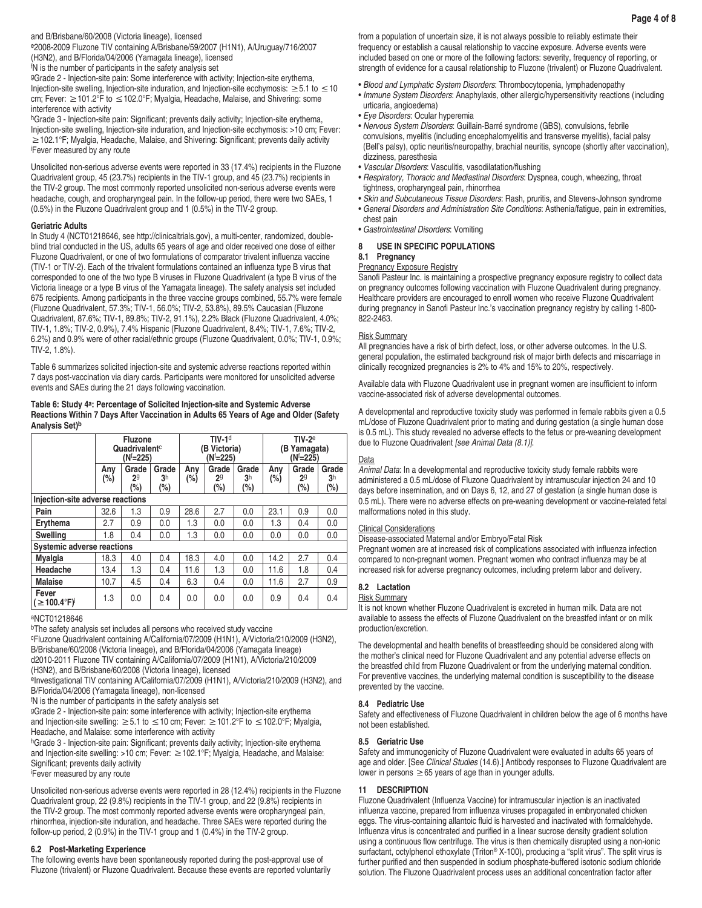and B/Brisbane/60/2008 (Victoria lineage), licensed

[e]2008-2009 Fluzone TIV containing A/Brisbane/59/2007 (H1N1), A/Uruguay/716/2007 (H3N2), and B/Florida/04/2006 (Yamagata lineage), licensed

[f]N is the number of participants in the safety analysis set

[g]Grade 2 - Injection-site pain: Some interference with activity; Injection-site erythema, Injection-site swelling, Injection-site induration, and Injection-site ecchymosis: ≥5.1 to ≤10 cm; Fever: ≥101.2°F to ≤102.0°F; Myalgia, Headache, Malaise, and Shivering: some interference with activity

[h]Grade 3 - Injection-site pain: Significant; prevents daily activity; Injection-site erythema, Injection-site swelling, Injection-site induration, and Injection-site ecchymosis: >10 cm; Fever: ≥102.1°F; Myalgia, Headache, Malaise, and Shivering: Significant; prevents daily activity

[i]Fever measured by any route

Unsolicited non-serious adverse events were reported in 33 (17.4%) recipients in the Fluzone Quadrivalent group, 45 (23.7%) recipients in the TIV-1 group, and 45 (23.7%) recipients in the TIV-2 group. The most commonly reported unsolicited non-serious adverse events were headache, cough, and oropharyngeal pain. In the follow-up period, there were two SAEs, 1 (0.5%) in the Fluzone Quadrivalent group and 1 (0.5%) in the TIV-2 group.

**Geriatric Adults**

In Study 4 (NCT01218646, see http://clinicaltrials.gov), a multi-center, randomized, double-blind trial conducted in the US, adults 65 years of age and older received one dose of either Fluzone Quadrivalent, or one of two formulations of comparator trivalent influenza vaccine (TIV-1 or TIV-2). Each of the trivalent formulations contained an influenza type B virus that corresponded to one of the two type B viruses in Fluzone Quadrivalent (a type B virus of the Victoria lineage or a type B virus of the Yamagata lineage). The safety analysis set included 675 recipients. Among participants in the three vaccine groups combined, 55.7% were female (Fluzone Quadrivalent, 57.3%; TIV-1, 56.0%; TIV-2, 53.8%), 89.5% Caucasian (Fluzone Quadrivalent, 87.6%; TIV-1, 89.8%; TIV-2, 91.1%), 2.2% Black (Fluzone Quadrivalent, 4.0%; TIV-1, 1.8%; TIV-2, 0.9%), 7.4% Hispanic (Fluzone Quadrivalent, 8.4%; TIV-1, 7.6%; TIV-2, 6.2%) and 0.9% were of other racial/ethnic groups (Fluzone Quadrivalent, 0.0%; TIV-1, 0.9%; TIV-2, 1.8%).

Table 6 summarizes solicited injection-site and systemic adverse reactions reported within 7 days post-vaccination via diary cards. Participants were monitored for unsolicited adverse events and SAEs during the 21 days following vaccination.

**Table 6: Study 4[a]: Percentage of Solicited Injection-site and Systemic Adverse Reactions Within 7 Days After Vaccination in Adults 65 Years of Age and Older (Safety Analysis Set)[b]**

| | Fluzone Quadrivalent[c] (N[f]=225) | | | TIV-1[d] (B Victoria) (N[f]=225) | | | TIV-2[e] (B Yamagata) (N[f]=225) | | |
|---|---|---|---|---|---|---|---|---|---|
| | Any (%) | Grade 2[g] (%) | Grade 3[h] (%) | Any (%) | Grade 2[g] (%) | Grade 3[h] (%) | Any (%) | Grade 2[g] (%) | Grade 3[h] (%) |
| **Injection-site adverse reactions** | | | | | | | | | |
| **Pain** | 32.6 | 1.3 | 0.9 | 28.6 | 2.7 | 0.0 | 23.1 | 0.9 | 0.0 |
| **Erythema** | 2.7 | 0.9 | 0.0 | 1.3 | 0.0 | 0.0 | 1.3 | 0.4 | 0.0 |
| **Swelling** | 1.8 | 0.4 | 0.0 | 1.3 | 0.0 | 0.0 | 0.0 | 0.0 | 0.0 |
| **Systemic adverse reactions** | | | | | | | | | |
| **Myalgia** | 18.3 | 4.0 | 0.4 | 18.3 | 4.0 | 0.0 | 14.2 | 2.7 | 0.4 |
| **Headache** | 13.4 | 1.3 | 0.4 | 11.6 | 1.3 | 0.0 | 11.6 | 1.8 | 0.4 |
| **Malaise** | 10.7 | 4.5 | 0.4 | 6.3 | 0.4 | 0.0 | 11.6 | 2.7 | 0.9 |
| **Fever (≥100.4°F)[i]** | 1.3 | 0.0 | 0.4 | 0.0 | 0.0 | 0.0 | 0.9 | 0.4 | 0.4 |

[a]NCT01218646

[b]The safety analysis set includes all persons who received study vaccine

[c]Fluzone Quadrivalent containing A/California/07/2009 (H1N1), A/Victoria/210/2009 (H3N2), B/Brisbane/60/2008 (Victoria lineage), and B/Florida/04/2006 (Yamagata lineage)

[d]2010-2011 Fluzone TIV containing A/California/07/2009 (H1N1), A/Victoria/210/2009 (H3N2), and B/Brisbane/60/2008 (Victoria lineage), licensed

[e]Investigational TIV containing A/California/07/2009 (H1N1), A/Victoria/210/2009 (H3N2), and B/Florida/04/2006 (Yamagata lineage), non-licensed

[f]N is the number of participants in the safety analysis set

[g]Grade 2 - Injection-site pain: some interference with activity; Injection-site erythema and Injection-site swelling: ≥5.1 to ≤10 cm; Fever: ≥101.2°F to ≤102.0°F; Myalgia, Headache, and Malaise: some interference with activity

[h]Grade 3 - Injection-site pain: Significant; prevents daily activity; Injection-site erythema and Injection-site swelling: >10 cm; Fever: ≥102.1°F; Myalgia, Headache, and Malaise: Significant; prevents daily activity

[i]Fever measured by any route

Unsolicited non-serious adverse events were reported in 28 (12.4%) recipients in the Fluzone Quadrivalent group, 22 (9.8%) recipients in the TIV-1 group, and 22 (9.8%) recipients in the TIV-2 group. The most commonly reported adverse events were oropharyngeal pain, rhinorrhea, injection-site induration, and headache. Three SAEs were reported during the follow-up period, 2 (0.9%) in the TIV-1 group and 1 (0.4%) in the TIV-2 group.

### 6.2 Post-Marketing Experience

The following events have been spontaneously reported during the post-approval use of Fluzone (trivalent) or Fluzone Quadrivalent. Because these events are reported voluntarily from a population of uncertain size, it is not always possible to reliably estimate their frequency or establish a causal relationship to vaccine exposure. Adverse events were included based on one or more of the following factors: severity, frequency of reporting, or strength of evidence for a causal relationship to Fluzone (trivalent) or Fluzone Quadrivalent.

- *Blood and Lymphatic System Disorders*: Thrombocytopenia, lymphadenopathy
- *Immune System Disorders*: Anaphylaxis, other allergic/hypersensitivity reactions (including urticaria, angioedema)
- *Eye Disorders*: Ocular hyperemia
- *Nervous System Disorders*: Guillain-Barré syndrome (GBS), convulsions, febrile convulsions, myelitis (including encephalomyelitis and transverse myelitis), facial palsy (Bell's palsy), optic neuritis/neuropathy, brachial neuritis, syncope (shortly after vaccination), dizziness, paresthesia
- *Vascular Disorders*: Vasculitis, vasodilatation/flushing
- *Respiratory, Thoracic and Mediastinal Disorders*: Dyspnea, cough, wheezing, throat tightness, oropharyngeal pain, rhinorrhea
- *Skin and Subcutaneous Tissue Disorders*: Rash, pruritis, and Stevens-Johnson syndrome
- *General Disorders and Administration Site Conditions*: Asthenia/fatigue, pain in extremities, chest pain
- *Gastrointestinal Disorders*: Vomiting

## 8 USE IN SPECIFIC POPULATIONS

### 8.1 Pregnancy

Pregnancy Exposure Registry

Sanofi Pasteur Inc. is maintaining a prospective pregnancy exposure registry to collect data on pregnancy outcomes following vaccination with Fluzone Quadrivalent during pregnancy. Healthcare providers are encouraged to enroll women who receive Fluzone Quadrivalent during pregnancy in Sanofi Pasteur Inc.'s vaccination pregnancy registry by calling 1-800-822-2463.

Risk Summary

All pregnancies have a risk of birth defect, loss, or other adverse outcomes. In the U.S. general population, the estimated background risk of major birth defects and miscarriage in clinically recognized pregnancies is 2% to 4% and 15% to 20%, respectively.

Available data with Fluzone Quadrivalent use in pregnant women are insufficient to inform vaccine-associated risk of adverse developmental outcomes.

A developmental and reproductive toxicity study was performed in female rabbits given a 0.5 mL/dose of Fluzone Quadrivalent prior to mating and during gestation (a single human dose is 0.5 mL). This study revealed no adverse effects to the fetus or pre-weaning development due to Fluzone Quadrivalent *[see Animal Data (8.1)]*.

Data

*Animal Data*: In a developmental and reproductive toxicity study female rabbits were administered a 0.5 mL/dose of Fluzone Quadrivalent by intramuscular injection 24 and 10 days before insemination, and on Days 6, 12, and 27 of gestation (a single human dose is 0.5 mL). There were no adverse effects on pre-weaning development or vaccine-related fetal malformations noted in this study.

Clinical Considerations

Disease-associated Maternal and/or Embryo/Fetal Risk

Pregnant women are at increased risk of complications associated with influenza infection compared to non-pregnant women. Pregnant women who contract influenza may be at increased risk for adverse pregnancy outcomes, including preterm labor and delivery.

### 8.2 Lactation

Risk Summary

It is not known whether Fluzone Quadrivalent is excreted in human milk. Data are not available to assess the effects of Fluzone Quadrivalent on the breastfed infant or on milk production/excretion.

The developmental and health benefits of breastfeeding should be considered along with the mother's clinical need for Fluzone Quadrivalent and any potential adverse effects on the breastfed child from Fluzone Quadrivalent or from the underlying maternal condition. For preventive vaccines, the underlying maternal condition is susceptibility to the disease prevented by the vaccine.

### 8.4 Pediatric Use

Safety and effectiveness of Fluzone Quadrivalent in children below the age of 6 months have not been established.

### 8.5 Geriatric Use

Safety and immunogenicity of Fluzone Quadrivalent were evaluated in adults 65 years of age and older. [See *Clinical Studies* (14.6).] Antibody responses to Fluzone Quadrivalent are lower in persons ≥65 years of age than in younger adults.

## 11 DESCRIPTION

Fluzone Quadrivalent (Influenza Vaccine) for intramuscular injection is an inactivated influenza vaccine, prepared from influenza viruses propagated in embryonated chicken eggs. The virus-containing allantoic fluid is harvested and inactivated with formaldehyde. Influenza virus is concentrated and purified in a linear sucrose density gradient solution using a continuous flow centrifuge. The virus is then chemically disrupted using a non-ionic surfactant, octylphenol ethoxylate (Triton® X-100), producing a "split virus". The split virus is further purified and then suspended in sodium phosphate-buffered isotonic sodium chloride solution. The Fluzone Quadrivalent process uses an additional concentration factor after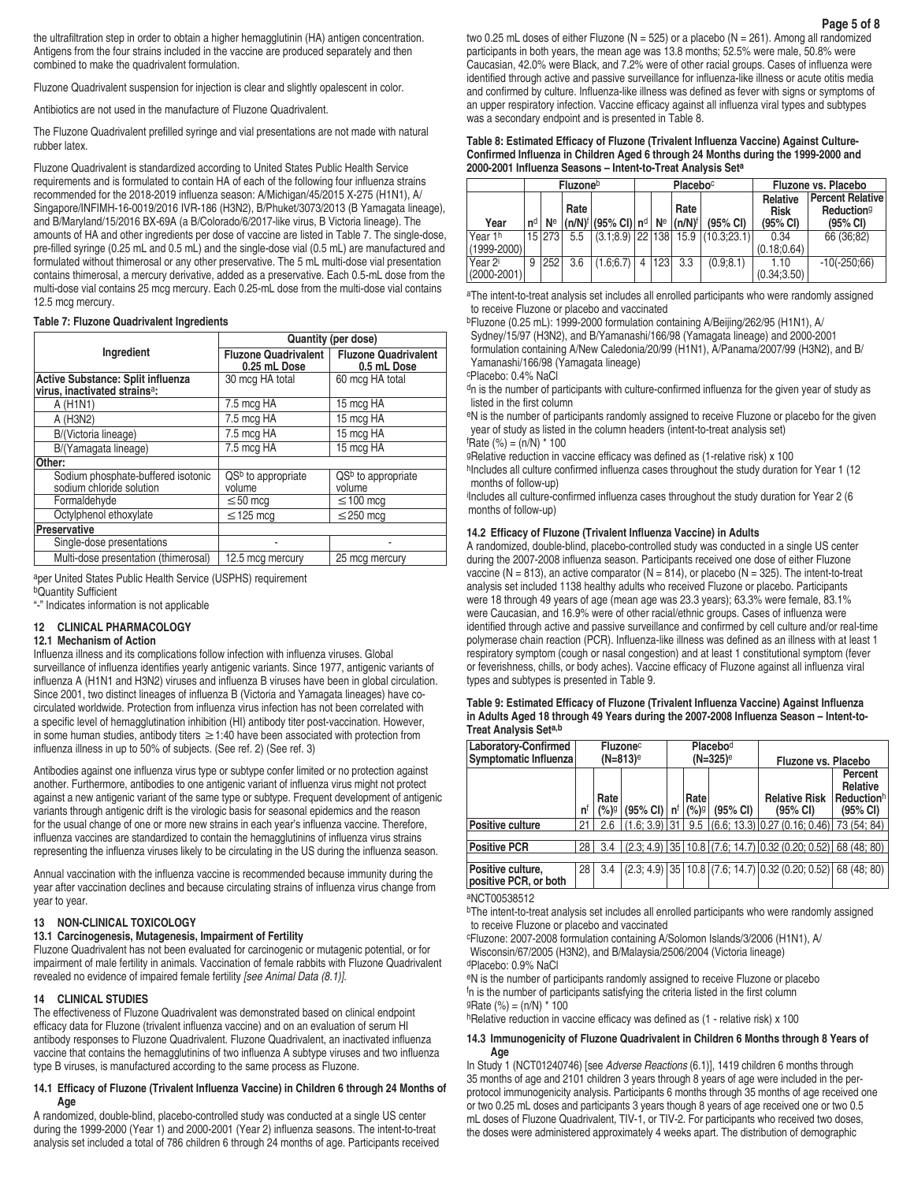the ultrafiltration step in order to obtain a higher hemagglutinin (HA) antigen concentration. Antigens from the four strains included in the vaccine are produced separately and then combined to make the quadrivalent formulation.

Fluzone Quadrivalent suspension for injection is clear and slightly opalescent in color.

Antibiotics are not used in the manufacture of Fluzone Quadrivalent.

The Fluzone Quadrivalent prefilled syringe and vial presentations are not made with natural rubber latex.

Fluzone Quadrivalent is standardized according to United States Public Health Service requirements and is formulated to contain HA of each of the following four influenza strains recommended for the 2018-2019 influenza season: A/Michigan/45/2015 X-275 (H1N1), A/Singapore/INFIMH-16-0019/2016 IVR-186 (H3N2), B/Phuket/3073/2013 (B Yamagata lineage), and B/Maryland/15/2016 BX-69A (a B/Colorado/6/2017-like virus, B Victoria lineage). The amounts of HA and other ingredients per dose of vaccine are listed in Table 7. The single-dose, pre-filled syringe (0.25 mL and 0.5 mL) and the single-dose vial (0.5 mL) are manufactured and formulated without thimerosal or any other preservative. The 5 mL multi-dose vial presentation contains thimerosal, a mercury derivative, added as a preservative. Each 0.5-mL dose from the multi-dose vial contains 25 mcg mercury. Each 0.25-mL dose from the multi-dose vial contains 12.5 mcg mercury.

**Table 7: Fluzone Quadrivalent Ingredients**

| Ingredient | Quantity (per dose) | |
|---|---|---|
| | Fluzone Quadrivalent 0.25 mL Dose | Fluzone Quadrivalent 0.5 mL Dose |
| **Active Substance: Split influenza virus, inactivated strains[a]:** | 30 mcg HA total | 60 mcg HA total |
| A (H1N1) | 7.5 mcg HA | 15 mcg HA |
| A (H3N2) | 7.5 mcg HA | 15 mcg HA |
| B/(Victoria lineage) | 7.5 mcg HA | 15 mcg HA |
| B/(Yamagata lineage) | 7.5 mcg HA | 15 mcg HA |
| **Other:** | | |
| Sodium phosphate-buffered isotonic sodium chloride solution | QS[b] to appropriate volume | QS[b] to appropriate volume |
| Formaldehyde | ≤50 mcg | ≤100 mcg |
| Octylphenol ethoxylate | ≤125 mcg | ≤250 mcg |
| **Preservative** | | |
| Single-dose presentations | - | - |
| Multi-dose presentation (thimerosal) | 12.5 mcg mercury | 25 mcg mercury |

[a]per United States Public Health Service (USPHS) requirement
[b]Quantity Sufficient
"-" Indicates information is not applicable

## 12 CLINICAL PHARMACOLOGY

### 12.1 Mechanism of Action

Influenza illness and its complications follow infection with influenza viruses. Global surveillance of influenza identifies yearly antigenic variants. Since 1977, antigenic variants of influenza A (H1N1 and H3N2) viruses and influenza B viruses have been in global circulation. Since 2001, two distinct lineages of influenza B (Victoria and Yamagata lineages) have co-circulated worldwide. Protection from influenza virus infection has not been correlated with a specific level of hemagglutination inhibition (HI) antibody titer post-vaccination. However, in some human studies, antibody titers ≥1:40 have been associated with protection from influenza illness in up to 50% of subjects. (See ref. 2) (See ref. 3)

Antibodies against one influenza virus type or subtype confer limited or no protection against another. Furthermore, antibodies to one antigenic variant of influenza virus might not protect against a new antigenic variant of the same type or subtype. Frequent development of antigenic variants through antigenic drift is the virologic basis for seasonal epidemics and the reason for the usual change of one or more new strains in each year's influenza vaccine. Therefore, influenza vaccines are standardized to contain the hemagglutinins of influenza virus strains representing the influenza viruses likely to be circulating in the US during the influenza season.

Annual vaccination with the influenza vaccine is recommended because immunity during the year after vaccination declines and because circulating strains of influenza virus change from year to year.

## 13 NON-CLINICAL TOXICOLOGY

### 13.1 Carcinogenesis, Mutagenesis, Impairment of Fertility

Fluzone Quadrivalent has not been evaluated for carcinogenic or mutagenic potential, or for impairment of male fertility in animals. Vaccination of female rabbits with Fluzone Quadrivalent revealed no evidence of impaired female fertility *[see Animal Data (8.1)]*.

## 14 CLINICAL STUDIES

The effectiveness of Fluzone Quadrivalent was demonstrated based on clinical endpoint efficacy data for Fluzone (trivalent influenza vaccine) and on an evaluation of serum HI antibody responses to Fluzone Quadrivalent. Fluzone Quadrivalent, an inactivated influenza vaccine that contains the hemagglutinins of two influenza A subtype viruses and two influenza type B viruses, is manufactured according to the same process as Fluzone.

### 14.1 Efficacy of Fluzone (Trivalent Influenza Vaccine) in Children 6 through 24 Months of Age

A randomized, double-blind, placebo-controlled study was conducted at a single US center during the 1999-2000 (Year 1) and 2000-2001 (Year 2) influenza seasons. The intent-to-treat analysis set included a total of 786 children 6 through 24 months of age. Participants received two 0.25 mL doses of either Fluzone (N = 525) or a placebo (N = 261). Among all randomized participants in both years, the mean age was 13.8 months; 52.5% were male, 50.8% were Caucasian, 42.0% were Black, and 7.2% were of other racial groups. Cases of influenza were identified through active and passive surveillance for influenza-like illness or acute otitis media and confirmed by culture. Influenza-like illness was defined as fever with signs or symptoms of an upper respiratory infection. Vaccine efficacy against all influenza viral types and subtypes was a secondary endpoint and is presented in Table 8.

**Table 8: Estimated Efficacy of Fluzone (Trivalent Influenza Vaccine) Against Culture-Confirmed Influenza in Children Aged 6 through 24 Months during the 1999-2000 and 2000-2001 Influenza Seasons – Intent-to-Treat Analysis Set[a]**

| | Fluzone[b] | | | | Placebo[c] | | | | Fluzone vs. Placebo | |
|---|---|---|---|---|---|---|---|---|---|---|
| Year | n[d] | N[e] | Rate (n/N)[f] | (95% CI) | n[d] | N[e] | Rate (n/N)[f] | (95% CI) | Relative Risk (95% CI) | Percent Relative Reduction[g] (95% CI) |
| Year 1[h] (1999-2000) | 15 | 273 | 5.5 | (3.1;8.9) | 22 | 138 | 15.9 | (10.3;23.1) | 0.34 (0.18;0.64) | 66 (36;82) |
| Year 2[i] (2000-2001) | 9 | 252 | 3.6 | (1.6;6.7) | 4 | 123 | 3.3 | (0.9;8.1) | 1.10 (0.34;3.50) | -10(-250;66) |

[a]The intent-to-treat analysis set includes all enrolled participants who were randomly assigned to receive Fluzone or placebo and vaccinated
[b]Fluzone (0.25 mL): 1999-2000 formulation containing A/Beijing/262/95 (H1N1), A/Sydney/15/97 (H3N2), and B/Yamanashi/166/98 (Yamagata lineage) and 2000-2001 formulation containing A/New Caledonia/20/99 (H1N1), A/Panama/2007/99 (H3N2), and B/Yamanashi/166/98 (Yamagata lineage)
[c]Placebo: 0.4% NaCl
[d]n is the number of participants with culture-confirmed influenza for the given year of study as listed in the first column
[e]N is the number of participants randomly assigned to receive Fluzone or placebo for the given year of study as listed in the column headers (intent-to-treat analysis set)
[f]Rate (%) = (n/N) * 100
[g]Relative reduction in vaccine efficacy was defined as (1-relative risk) x 100
[h]Includes all culture confirmed influenza cases throughout the study duration for Year 1 (12 months of follow-up)
[i]Includes all culture-confirmed influenza cases throughout the study duration for Year 2 (6 months of follow-up)

### 14.2 Efficacy of Fluzone (Trivalent Influenza Vaccine) in Adults

A randomized, double-blind, placebo-controlled study was conducted in a single US center during the 2007-2008 influenza season. Participants received one dose of either Fluzone vaccine (N = 813), an active comparator (N = 814), or placebo (N = 325). The intent-to-treat analysis set included 1138 healthy adults who received Fluzone or placebo. Participants were 18 through 49 years of age (mean age was 23.3 years); 63.3% were female, 83.1% were Caucasian, and 16.9% were of other racial/ethnic groups. Cases of influenza were identified through active and passive surveillance and confirmed by cell culture and/or real-time polymerase chain reaction (PCR). Influenza-like illness was defined as an illness with at least 1 respiratory symptom (cough or nasal congestion) and at least 1 constitutional symptom (fever or feverishness, chills, or body aches). Vaccine efficacy of Fluzone against all influenza viral types and subtypes is presented in Table 9.

**Table 9: Estimated Efficacy of Fluzone (Trivalent Influenza Vaccine) Against Influenza in Adults Aged 18 through 49 Years during the 2007-2008 Influenza Season – Intent-to-Treat Analysis Set[a,b]**

| Laboratory-Confirmed Symptomatic Influenza | Fluzone[c] (N=813)[e] | | | Placebo[d] (N=325)[e] | | | Fluzone vs. Placebo | |
|---|---|---|---|---|---|---|---|---|
| | n[f] | Rate (%)[g] | (95% CI) | n[f] | Rate (%)[g] | (95% CI) | Relative Risk (95% CI) | Percent Relative Reduction[h] (95% CI) |
| **Positive culture** | 21 | 2.6 | (1.6; 3.9) | 31 | 9.5 | (6.6; 13.3) | 0.27 (0.16; 0.46) | 73 (54; 84) |
| **Positive PCR** | 28 | 3.4 | (2.3; 4.9) | 35 | 10.8 | (7.6; 14.7) | 0.32 (0.20; 0.52) | 68 (48; 80) |
| **Positive culture, positive PCR, or both** | 28 | 3.4 | (2.3; 4.9) | 35 | 10.8 | (7.6; 14.7) | 0.32 (0.20; 0.52) | 68 (48; 80) |

[a]NCT00538512
[b]The intent-to-treat analysis set includes all enrolled participants who were randomly assigned to receive Fluzone or placebo and vaccinated
[c]Fluzone: 2007-2008 formulation containing A/Solomon Islands/3/2006 (H1N1), A/Wisconsin/67/2005 (H3N2), and B/Malaysia/2506/2004 (Victoria lineage)
[d]Placebo: 0.9% NaCl
[e]N is the number of participants randomly assigned to receive Fluzone or placebo
[f]n is the number of participants satisfying the criteria listed in the first column
[g]Rate (%) = (n/N) * 100
[h]Relative reduction in vaccine efficacy was defined as (1 - relative risk) x 100

### 14.3 Immunogenicity of Fluzone Quadrivalent in Children 6 Months through 8 Years of Age

In Study 1 (NCT01240746) [see *Adverse Reactions* (6.1)], 1419 children 6 months through 35 months of age and 2101 children 3 years through 8 years of age were included in the per-protocol immunogenicity analysis. Participants 6 months through 35 months of age received one or two 0.25 mL doses and participants 3 years through 8 years of age received one or two 0.5 mL doses of Fluzone Quadrivalent, TIV-1, or TIV-2. For participants who received two doses, the doses were administered approximately 4 weeks apart. The distribution of demographic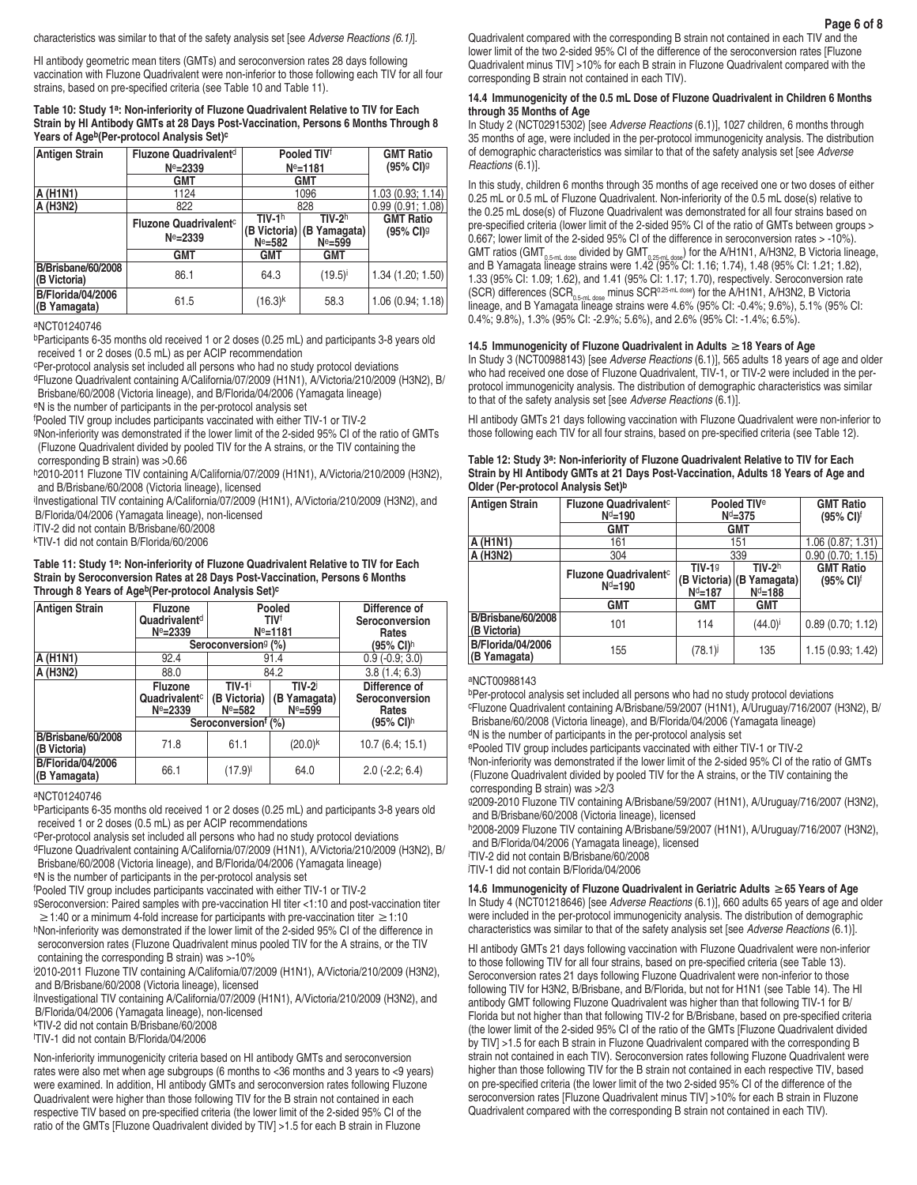characteristics was similar to that of the safety analysis set [see *Adverse Reactions (6.1)*].

HI antibody geometric mean titers (GMTs) and seroconversion rates 28 days following vaccination with Fluzone Quadrivalent were non-inferior to those following each TIV for all four strains, based on pre-specified criteria (see Table 10 and Table 11).

**Table 10: Study 1[a]: Non-inferiority of Fluzone Quadrivalent Relative to TIV for Each Strain by HI Antibody GMTs at 28 Days Post-Vaccination, Persons 6 Months Through 8 Years of Age[b](Per-protocol Analysis Set)[c]**

| Antigen Strain | Fluzone Quadrivalent[d] N[e]=2339 | Pooled TIV[f] N[e]=1181 | | GMT Ratio (95% CI)[g] |
|---|---|---|---|---|
| | GMT | GMT | | |
| A (H1N1) | 1124 | 1096 | | 1.03 (0.93; 1.14) |
| A (H3N2) | 822 | 828 | | 0.99 (0.91; 1.08) |
| | Fluzone Quadrivalent[c] N[e]=2339 | TIV-1[h] (B Victoria) N[e]=582 | TIV-2[h] (B Yamagata) N[e]=599 | GMT Ratio (95% CI)[g] |
| | GMT | GMT | GMT | |
| B/Brisbane/60/2008 (B Victoria) | 86.1 | 64.3 | (19.5)[j] | 1.34 (1.20; 1.50) |
| B/Florida/04/2006 (B Yamagata) | 61.5 | (16.3)[k] | 58.3 | 1.06 (0.94; 1.18) |

[a]NCT01240746

[b]Participants 6-35 months old received 1 or 2 doses (0.25 mL) and participants 3-8 years old received 1 or 2 doses (0.5 mL) as per ACIP recommendation

[c]Per-protocol analysis set included all persons who had no study protocol deviations

[d]Fluzone Quadrivalent containing A/California/07/2009 (H1N1), A/Victoria/210/2009 (H3N2), B/Brisbane/60/2008 (Victoria lineage), and B/Florida/04/2006 (Yamagata lineage)

[e]N is the number of participants in the per-protocol analysis set

[f]Pooled TIV group includes participants vaccinated with either TIV-1 or TIV-2

[g]Non-inferiority was demonstrated if the lower limit of the 2-sided 95% CI of the ratio of GMTs (Fluzone Quadrivalent divided by pooled TIV for the A strains, or the TIV containing the corresponding B strain) was >0.66

[h]2010-2011 Fluzone TIV containing A/California/07/2009 (H1N1), A/Victoria/210/2009 (H3N2), and B/Brisbane/60/2008 (Victoria lineage), licensed

[i]Investigational TIV containing A/California/07/2009 (H1N1), A/Victoria/210/2009 (H3N2), and B/Florida/04/2006 (Yamagata lineage), non-licensed

[j]TIV-2 did not contain B/Brisbane/60/2008

[k]TIV-1 did not contain B/Florida/60/2006

**Table 11: Study 1[a]: Non-inferiority of Fluzone Quadrivalent Relative to TIV for Each Strain by Seroconversion Rates at 28 Days Post-Vaccination, Persons 6 Months Through 8 Years of Age[b](Per-protocol Analysis Set)[c]**

| Antigen Strain | Fluzone Quadrivalent[d] N[e]=2339 | Pooled TIV[f] N[e]=1181 | | Difference of Seroconversion Rates |
|---|---|---|---|---|
| | Seroconversion[g] (%) | | | (95% CI)[h] |
| A (H1N1) | 92.4 | 91.4 | | 0.9 (-0.9; 3.0) |
| A (H3N2) | 88.0 | 84.2 | | 3.8 (1.4; 6.3) |
| | Fluzone Quadrivalent[c] N[e]=2339 | TIV-1[i] (B Victoria) N[e]=582 | TIV-2[j] (B Yamagata) N[e]=599 | Difference of Seroconversion Rates |
| | Seroconversion[f] (%) | | | (95% CI)[h] |
| B/Brisbane/60/2008 (B Victoria) | 71.8 | 61.1 | (20.0)[k] | 10.7 (6.4; 15.1) |
| B/Florida/04/2006 (B Yamagata) | 66.1 | (17.9)[l] | 64.0 | 2.0 (-2.2; 6.4) |

[a]NCT01240746

[b]Participants 6-35 months old received 1 or 2 doses (0.25 mL) and participants 3-8 years old received 1 or 2 doses (0.5 mL) as per ACIP recommendations

[c]Per-protocol analysis set included all persons who had no study protocol deviations

[d]Fluzone Quadrivalent containing A/California/07/2009 (H1N1), A/Victoria/210/2009 (H3N2), B/Brisbane/60/2008 (Victoria lineage), and B/Florida/04/2006 (Yamagata lineage)

[e]N is the number of participants in the per-protocol analysis set

[f]Pooled TIV group includes participants vaccinated with either TIV-1 or TIV-2

[g]Seroconversion: Paired samples with pre-vaccination HI titer <1:10 and post-vaccination titer ≥1:40 or a minimum 4-fold increase for participants with pre-vaccination titer ≥1:10

[h]Non-inferiority was demonstrated if the lower limit of the 2-sided 95% CI of the difference in seroconversion rates (Fluzone Quadrivalent minus pooled TIV for the A strains, or the TIV containing the corresponding B strain) was >-10%

[i]2010-2011 Fluzone TIV containing A/California/07/2009 (H1N1), A/Victoria/210/2009 (H3N2), and B/Brisbane/60/2008 (Victoria lineage), licensed

[j]Investigational TIV containing A/California/07/2009 (H1N1), A/Victoria/210/2009 (H3N2), and B/Florida/04/2006 (Yamagata lineage), non-licensed

[k]TIV-2 did not contain B/Brisbane/60/2008

[l]TIV-1 did not contain B/Florida/04/2006

Non-inferiority immunogenicity criteria based on HI antibody GMTs and seroconversion rates were also met when age subgroups (6 months to <36 months and 3 years to <9 years) were examined. In addition, HI antibody GMTs and seroconversion rates following Fluzone Quadrivalent were higher than those following TIV for the B strain not contained in each respective TIV based on pre-specified criteria (the lower limit of the 2-sided 95% CI of the ratio of the GMTs [Fluzone Quadrivalent divided by TIV] >1.5 for each B strain in Fluzone Quadrivalent compared with the corresponding B strain not contained in each TIV and the lower limit of the two 2-sided 95% CI of the difference of the seroconversion rates [Fluzone Quadrivalent minus TIV] >10% for each B strain in Fluzone Quadrivalent compared with the corresponding B strain not contained in each TIV).

### 14.4 Immunogenicity of the 0.5 mL Dose of Fluzone Quadrivalent in Children 6 Months through 35 Months of Age

In Study 2 (NCT02915302) [see *Adverse Reactions* (6.1)], 1027 children, 6 months through 35 months of age, were included in the per-protocol immunogenicity analysis. The distribution of demographic characteristics was similar to that of the safety analysis set [see *Adverse Reactions* (6.1)].

In this study, children 6 months through 35 months of age received one or two doses of either 0.25 mL or 0.5 mL of Fluzone Quadrivalent. Non-inferiority of the 0.5 mL dose(s) relative to the 0.25 mL dose(s) of Fluzone Quadrivalent was demonstrated for all four strains based on pre-specified criteria (lower limit of the 2-sided 95% CI of the ratio of GMTs between groups > 0.667; lower limit of the 2-sided 95% CI of the difference in seroconversion rates > -10%). GMT ratios ($GMT_{0.5\text{-mL dose}}$ divided by $GMT_{0.25\text{-mL dose}}$) for the A/H1N1, A/H3N2, B Victoria lineage, and B Yamagata lineage strains were 1.42 (95% CI: 1.16; 1.74), 1.48 (95% CI: 1.21; 1.82), 1.33 (95% CI: 1.09; 1.62), and 1.41 (95% CI: 1.17; 1.70), respectively. Seroconversion rate (SCR) differences ($SCR_{0.5\text{-mL dose}}$ minus $SCR^{0.25\text{-mL dose}}$) for the A/H1N1, A/H3N2, B Victoria lineage, and B Yamagata lineage strains were 4.6% (95% CI: -0.4%; 9.6%), 5.1% (95% CI: 0.4%; 9.8%), 1.3% (95% CI: -2.9%; 5.6%), and 2.6% (95% CI: -1.4%; 6.5%).

### 14.5 Immunogenicity of Fluzone Quadrivalent in Adults ≥18 Years of Age

In Study 3 (NCT00988143) [see *Adverse Reactions* (6.1)], 565 adults 18 years of age and older who had received one dose of Fluzone Quadrivalent, TIV-1, or TIV-2 were included in the per-protocol immunogenicity analysis. The distribution of demographic characteristics was similar to that of the safety analysis set [see *Adverse Reactions* (6.1)].

HI antibody GMTs 21 days following vaccination with Fluzone Quadrivalent were non-inferior to those following each TIV for all four strains, based on pre-specified criteria (see Table 12).

**Table 12: Study 3[a]: Non-inferiority of Fluzone Quadrivalent Relative to TIV for Each Strain by HI Antibody GMTs at 21 Days Post-Vaccination, Adults 18 Years of Age and Older (Per-protocol Analysis Set)[b]**

| Antigen Strain | Fluzone Quadrivalent[c] N[d]=190 | Pooled TIV[e] N[d]=375 | | GMT Ratio (95% CI)[f] |
|---|---|---|---|---|
| | GMT | GMT | | |
| A (H1N1) | 161 | 151 | | 1.06 (0.87; 1.31) |
| A (H3N2) | 304 | 339 | | 0.90 (0.70; 1.15) |
| | Fluzone Quadrivalent[c] N[d]=190 | TIV-1[g] (B Victoria) N[d]=187 | TIV-2[h] (B Yamagata) N[d]=188 | GMT Ratio (95% CI)[f] |
| | GMT | GMT | GMT | |
| B/Brisbane/60/2008 (B Victoria) | 101 | 114 | (44.0)[i] | 0.89 (0.70; 1.12) |
| B/Florida/04/2006 (B Yamagata) | 155 | (78.1)[j] | 135 | 1.15 (0.93; 1.42) |

[a]NCT00988143

[b]Per-protocol analysis set included all persons who had no study protocol deviations

[c]Fluzone Quadrivalent containing A/Brisbane/59/2007 (H1N1), A/Uruguay/716/2007 (H3N2), B/Brisbane/60/2008 (Victoria lineage), and B/Florida/04/2006 (Yamagata lineage)

[d]N is the number of participants in the per-protocol analysis set

[e]Pooled TIV group includes participants vaccinated with either TIV-1 or TIV-2

[f]Non-inferiority was demonstrated if the lower limit of the 2-sided 95% CI of the ratio of GMTs (Fluzone Quadrivalent divided by pooled TIV for the A strains, or the TIV containing the corresponding B strain) was >2/3

[g]2009-2010 Fluzone TIV containing A/Brisbane/59/2007 (H1N1), A/Uruguay/716/2007 (H3N2), and B/Brisbane/60/2008 (Victoria lineage), licensed

[h]2008-2009 Fluzone TIV containing A/Brisbane/59/2007 (H1N1), A/Uruguay/716/2007 (H3N2), and B/Florida/04/2006 (Yamagata lineage), licensed

[i]TIV-2 did not contain B/Brisbane/60/2008

[j]TIV-1 did not contain B/Florida/04/2006

### 14.6 Immunogenicity of Fluzone Quadrivalent in Geriatric Adults ≥65 Years of Age

In Study 4 (NCT01218646) [see *Adverse Reactions* (6.1)], 660 adults 65 years of age and older were included in the per-protocol immunogenicity analysis. The distribution of demographic characteristics was similar to that of the safety analysis set [see *Adverse Reactions* (6.1)].

HI antibody GMTs 21 days following vaccination with Fluzone Quadrivalent were non-inferior to those following TIV for all four strains, based on pre-specified criteria (see Table 13). Seroconversion rates 21 days following Fluzone Quadrivalent were non-inferior to those following TIV for H3N2, B/Brisbane, and B/Florida, but not for H1N1 (see Table 14). The HI antibody GMT following Fluzone Quadrivalent was higher than that following TIV-1 for B/Florida but not higher than that following TIV-2 for B/Brisbane, based on pre-specified criteria (the lower limit of the 2-sided 95% CI of the ratio of the GMTs [Fluzone Quadrivalent divided by TIV] >1.5 for each B strain in Fluzone Quadrivalent compared with the corresponding B strain not contained in each TIV). Seroconversion rates following Fluzone Quadrivalent were higher than those following TIV for the B strain not contained in each respective TIV, based on pre-specified criteria (the lower limit of the two 2-sided 95% CI of the difference of the seroconversion rates [Fluzone Quadrivalent minus TIV] >10% for each B strain in Fluzone Quadrivalent compared with the corresponding B strain not contained in each TIV).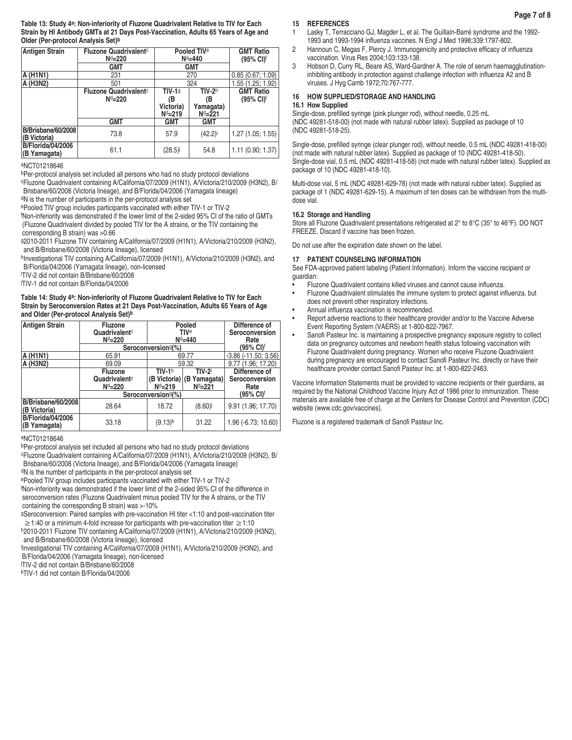**Table 13: Study 4[a]: Non-inferiority of Fluzone Quadrivalent Relative to TIV for Each Strain by HI Antibody GMTs at 21 Days Post-Vaccination, Adults 65 Years of Age and Older (Per-protocol Analysis Set)[b]**

| Antigen Strain | Fluzone Quadrivalent[c] N[d]=220 | Pooled TIV[e] N[d]=440 | | GMT Ratio (95% CI)[f] |
|---|---|---|---|---|
| | GMT | GMT | | |
| A (H1N1) | 231 | 270 | | 0.85 (0.67; 1.09) |
| A (H3N2) | 501 | 324 | | 1.55 (1.25; 1.92) |
| | Fluzone Quadrivalent[c] N[d]=220 | TIV-1[g] (B Victoria) N[d]=219 | TIV-2[h] (B Yamagata) N[d]=221 | GMT Ratio (95% CI)[f] |
| | GMT | GMT | GMT | |
| B/Brisbane/60/2008 (B Victoria) | 73.8 | 57.9 | (42.2)[i] | 1.27 (1.05; 1.55) |
| B/Florida/04/2006 (B Yamagata) | 61.1 | (28.5)[j] | 54.8 | 1.11 (0.90; 1.37) |

[a]NCT01218646
[b]Per-protocol analysis set included all persons who had no study protocol deviations
[c]Fluzone Quadrivalent containing A/California/07/2009 (H1N1), A/Victoria/210/2009 (H3N2), B/Brisbane/60/2008 (Victoria lineage), and B/Florida/04/2006 (Yamagata lineage)
[d]N is the number of participants in the per-protocol analysis set
[e]Pooled TIV group includes participants vaccinated with either TIV-1 or TIV-2
[f]Non-inferiority was demonstrated if the lower limit of the 2-sided 95% CI of the ratio of GMTs (Fluzone Quadrivalent divided by pooled TIV for the A strains, or the TIV containing the corresponding B strain) was >0.66
[g]2010-2011 Fluzone TIV containing A/California/07/2009 (H1N1), A/Victoria/210/2009 (H3N2), and B/Brisbane/60/2008 (Victoria lineage), licensed
[h]Investigational TIV containing A/California/07/2009 (H1N1), A/Victoria/210/2009 (H3N2), and B/Florida/04/2006 (Yamagata lineage), non-licensed
[i]TIV-2 did not contain B/Brisbane/60/2008
[j]TIV-1 did not contain B/Florida/04/2006

**Table 14: Study 4[a]: Non-inferiority of Fluzone Quadrivalent Relative to TIV for Each Strain by Seroconversion Rates at 21 Days Post-Vaccination, Adults 65 Years of Age and Older (Per-protocol Analysis Set)[b]**

| Antigen Strain | Fluzone Quadrivalent[c] N[d]=220 | Pooled TIV[e] N[d]=440 | | Difference of Seroconversion Rate (95% CI)[f] |
|---|---|---|---|---|
| | Seroconversion[g](%) | | | |
| A (H1N1) | 65.91 | 69.77 | | -3.86 (-11.50; 3.56) |
| A (H3N2) | 69.09 | 59.32 | | 9.77 (1.96; 17.20) |
| | Fluzone Quadrivalent[c] N[d]=220 | TIV-1[h] (B Victoria) N[d]=219 | TIV-2[i] (B Yamagata) N[d]=221 | Difference of Seroconversion Rate (95% CI)[f] |
| | Seroconversion[g](%) | | | |
| B/Brisbane/60/2008 (B Victoria) | 28.64 | 18.72 | (8.60)[j] | 9.91 (1.96; 17.70) |
| B/Florida/04/2006 (B Yamagata) | 33.18 | (9.13)[k] | 31.22 | 1.96 (-6.73; 10.60) |

[a]NCT01218646
[b]Per-protocol analysis set included all persons who had no study protocol deviations
[c]Fluzone Quadrivalent containing A/California/07/2009 (H1N1), A/Victoria/210/2009 (H3N2), B/Brisbane/60/2008 (Victoria lineage), and B/Florida/04/2006 (Yamagata lineage)
[d]N is the number of participants in the per-protocol analysis set
[e]Pooled TIV group includes participants vaccinated with either TIV-1 or TIV-2
[f]Non-inferiority was demonstrated if the lower limit of the 2-sided 95% CI of the difference in seroconversion rates (Fluzone Quadrivalent minus pooled TIV for the A strains, or the TIV containing the corresponding B strain) was >-10%
[g]Seroconversion: Paired samples with pre-vaccination HI titer <1:10 and post-vaccination titer ≥1:40 or a minimum 4-fold increase for participants with pre-vaccination titer ≥1:10
[h]2010-2011 Fluzone TIV containing A/California/07/2009 (H1N1), A/Victoria/210/2009 (H3N2), and B/Brisbane/60/2008 (Victoria lineage), licensed
[i]Investigational TIV containing A/California/07/2009 (H1N1), A/Victoria/210/2009 (H3N2), and B/Florida/04/2006 (Yamagata lineage), non-licensed
[j]TIV-2 did not contain B/Brisbane/60/2008
[k]TIV-1 did not contain B/Florida/04/2006

## 15 REFERENCES

1. Lasky T, Terracciano GJ, Magder L, et al. The Guillain-Barré syndrome and the 1992-1993 and 1993-1994 influenza vaccines. N Engl J Med 1998;339:1797-802.
2. Hannoun C, Megas F, Piercy J. Immunogenicity and protective efficacy of influenza vaccination. Virus Res 2004;103:133-138.
3. Hobson D, Curry RL, Beare AS, Ward-Gardner A. The role of serum haemagglutination-inhibiting antibody in protection against challenge infection with influenza A2 and B viruses. J Hyg Camb 1972;70:767-777.

## 16 HOW SUPPLIED/STORAGE AND HANDLING

### 16.1 How Supplied

Single-dose, prefilled syringe (pink plunger rod), without needle, 0.25 mL (NDC 49281-518-00) (not made with natural rubber latex). Supplied as package of 10 (NDC 49281-518-25).

Single-dose, prefilled syringe (clear plunger rod), without needle, 0.5 mL (NDC 49281-418-00) (not made with natural rubber latex). Supplied as package of 10 (NDC 49281-418-50). Single-dose vial, 0.5 mL (NDC 49281-418-58) (not made with natural rubber latex). Supplied as package of 10 (NDC 49281-418-10).

Multi-dose vial, 5 mL (NDC 49281-629-78) (not made with natural rubber latex). Supplied as package of 1 (NDC 49281-629-15). A maximum of ten doses can be withdrawn from the multi-dose vial.

### 16.2 Storage and Handling

Store all Fluzone Quadrivalent presentations refrigerated at 2° to 8°C (35° to 46°F). DO NOT FREEZE. Discard if vaccine has been frozen.

Do not use after the expiration date shown on the label.

## 17 PATIENT COUNSELING INFORMATION

See FDA-approved patient labeling (Patient Information). Inform the vaccine recipient or guardian:

- Fluzone Quadrivalent contains killed viruses and cannot cause influenza.
- Fluzone Quadrivalent stimulates the immune system to protect against influenza, but does not prevent other respiratory infections.
- Annual influenza vaccination is recommended.
- Report adverse reactions to their healthcare provider and/or to the Vaccine Adverse Event Reporting System (VAERS) at 1-800-822-7967.
- Sanofi Pasteur Inc. is maintaining a prospective pregnancy exposure registry to collect data on pregnancy outcomes and newborn health status following vaccination with Fluzone Quadrivalent during pregnancy. Women who receive Fluzone Quadrivalent during pregnancy are encouraged to contact Sanofi Pasteur Inc. directly or have their healthcare provider contact Sanofi Pasteur Inc. at 1-800-822-2463.

Vaccine Information Statements must be provided to vaccine recipients or their guardians, as required by the National Childhood Vaccine Injury Act of 1986 prior to immunization. These materials are available free of charge at the Centers for Disease Control and Prevention (CDC) website (www.cdc.gov/vaccines).

Fluzone is a registered trademark of Sanofi Pasteur Inc.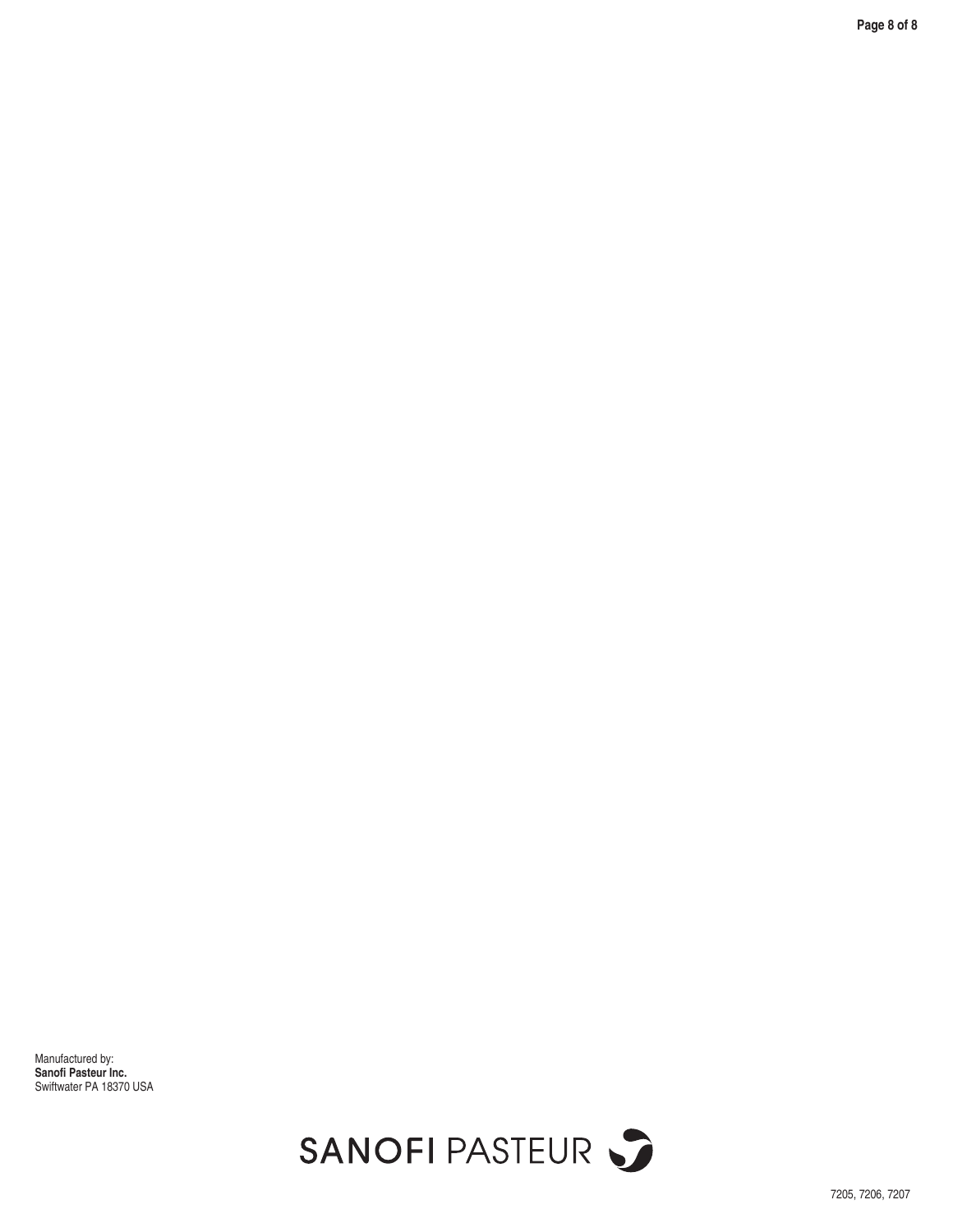Manufactured by:
**Sanofi Pasteur Inc.**
Swiftwater PA 18370 USA

SANOFI PASTEUR

7205, 7206, 7207